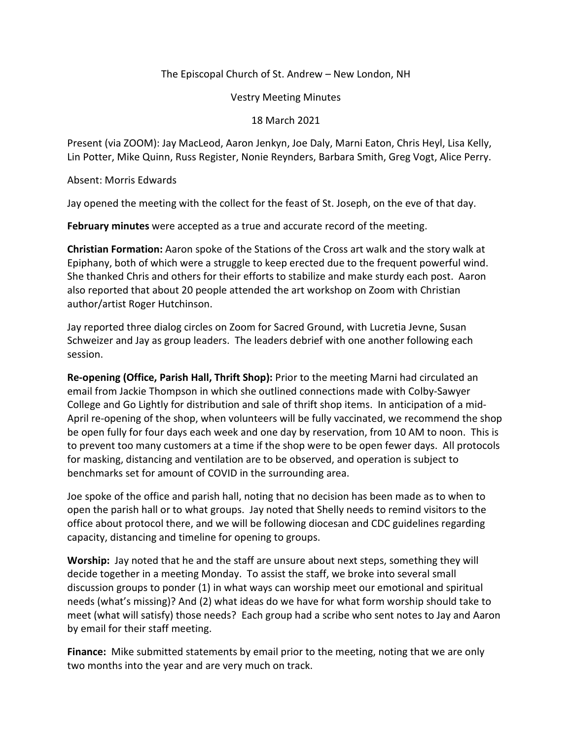The Episcopal Church of St. Andrew – New London, NH

Vestry Meeting Minutes

18 March 2021

Present (via ZOOM): Jay MacLeod, Aaron Jenkyn, Joe Daly, Marni Eaton, Chris Heyl, Lisa Kelly, Lin Potter, Mike Quinn, Russ Register, Nonie Reynders, Barbara Smith, Greg Vogt, Alice Perry.

Absent: Morris Edwards

Jay opened the meeting with the collect for the feast of St. Joseph, on the eve of that day.

**February minutes** were accepted as a true and accurate record of the meeting.

**Christian Formation:** Aaron spoke of the Stations of the Cross art walk and the story walk at Epiphany, both of which were a struggle to keep erected due to the frequent powerful wind. She thanked Chris and others for their efforts to stabilize and make sturdy each post. Aaron also reported that about 20 people attended the art workshop on Zoom with Christian author/artist Roger Hutchinson.

Jay reported three dialog circles on Zoom for Sacred Ground, with Lucretia Jevne, Susan Schweizer and Jay as group leaders. The leaders debrief with one another following each session.

**Re-opening (Office, Parish Hall, Thrift Shop):** Prior to the meeting Marni had circulated an email from Jackie Thompson in which she outlined connections made with Colby-Sawyer College and Go Lightly for distribution and sale of thrift shop items. In anticipation of a mid-April re-opening of the shop, when volunteers will be fully vaccinated, we recommend the shop be open fully for four days each week and one day by reservation, from 10 AM to noon. This is to prevent too many customers at a time if the shop were to be open fewer days. All protocols for masking, distancing and ventilation are to be observed, and operation is subject to benchmarks set for amount of COVID in the surrounding area.

Joe spoke of the office and parish hall, noting that no decision has been made as to when to open the parish hall or to what groups. Jay noted that Shelly needs to remind visitors to the office about protocol there, and we will be following diocesan and CDC guidelines regarding capacity, distancing and timeline for opening to groups.

**Worship:** Jay noted that he and the staff are unsure about next steps, something they will decide together in a meeting Monday. To assist the staff, we broke into several small discussion groups to ponder (1) in what ways can worship meet our emotional and spiritual needs (what's missing)? And (2) what ideas do we have for what form worship should take to meet (what will satisfy) those needs? Each group had a scribe who sent notes to Jay and Aaron by email for their staff meeting.

**Finance:** Mike submitted statements by email prior to the meeting, noting that we are only two months into the year and are very much on track.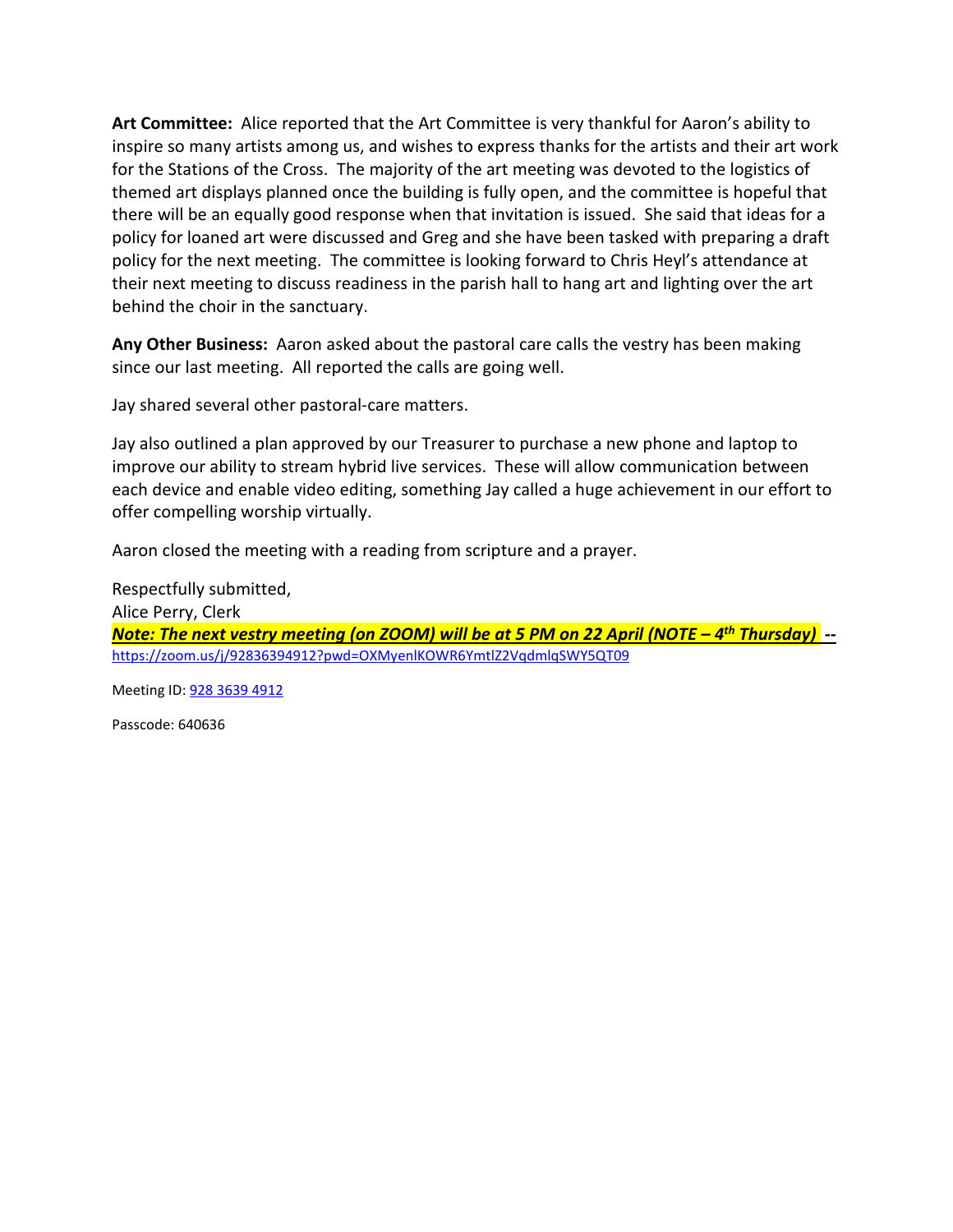**Art Committee:** Alice reported that the Art Committee is very thankful for Aaron's ability to inspire so many artists among us, and wishes to express thanks for the artists and their art work for the Stations of the Cross. The majority of the art meeting was devoted to the logistics of themed art displays planned once the building is fully open, and the committee is hopeful that there will be an equally good response when that invitation is issued. She said that ideas for a policy for loaned art were discussed and Greg and she have been tasked with preparing a draft policy for the next meeting. The committee is looking forward to Chris Heyl's attendance at their next meeting to discuss readiness in the parish hall to hang art and lighting over the art behind the choir in the sanctuary.

**Any Other Business:** Aaron asked about the pastoral care calls the vestry has been making since our last meeting. All reported the calls are going well.

Jay shared several other pastoral-care matters.

Jay also outlined a plan approved by our Treasurer to purchase a new phone and laptop to improve our ability to stream hybrid live services. These will allow communication between each device and enable video editing, something Jay called a huge achievement in our effort to offer compelling worship virtually.

Aaron closed the meeting with a reading from scripture and a prayer.

Respectfully submitted,
Alice Perry, Clerk
***Note: The next vestry meeting (on ZOOM) will be at 5 PM on 22 April (NOTE – 4th Thursday)*** **--**
https://zoom.us/j/92836394912?pwd=OXMyenlKOWR6YmtlZ2VqdmlqSWY5QT09

Meeting ID: 928 3639 4912

Passcode: 640636